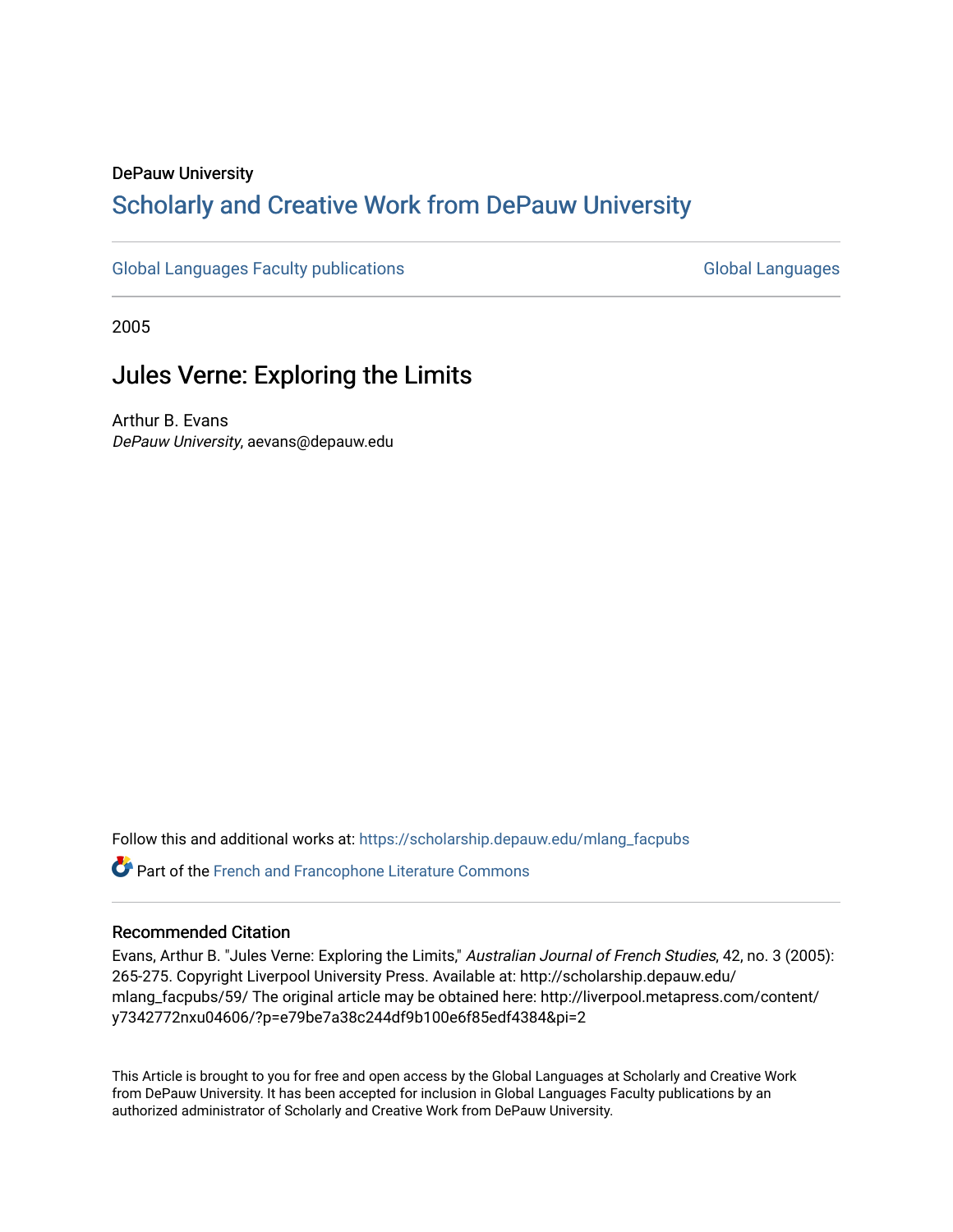DePauw University

## Scholarly and Creative Work from DePauw University

Global Languages Faculty publications | Global Languages

2005

# Jules Verne: Exploring the Limits

Arthur B. Evans
*DePauw University*, aevans@depauw.edu

Follow this and additional works at: https://scholarship.depauw.edu/mlang_facpubs

Part of the French and Francophone Literature Commons

### Recommended Citation

Evans, Arthur B. "Jules Verne: Exploring the Limits," *Australian Journal of French Studies*, 42, no. 3 (2005): 265-275. Copyright Liverpool University Press. Available at: http://scholarship.depauw.edu/mlang_facpubs/59/ The original article may be obtained here: http://liverpool.metapress.com/content/y7342772nxu04606/?p=e79be7a38c244df9b100e6f85edf4384&pi=2

This Article is brought to you for free and open access by the Global Languages at Scholarly and Creative Work from DePauw University. It has been accepted for inclusion in Global Languages Faculty publications by an authorized administrator of Scholarly and Creative Work from DePauw University.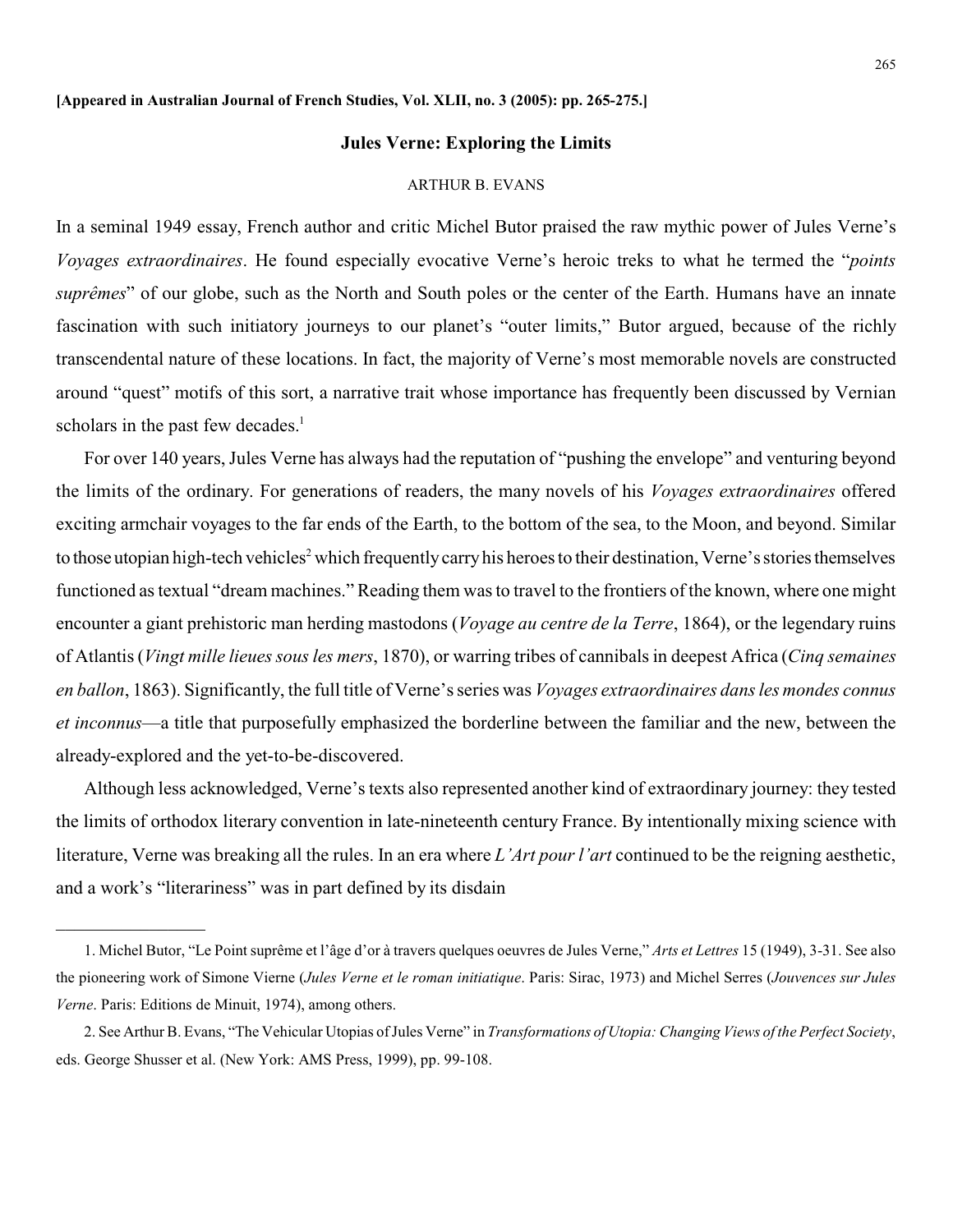**[Appeared in Australian Journal of French Studies, Vol. XLII, no. 3 (2005): pp. 265-275.]**

## Jules Verne: Exploring the Limits

ARTHUR B. EVANS

In a seminal 1949 essay, French author and critic Michel Butor praised the raw mythic power of Jules Verne's *Voyages extraordinaires*. He found especially evocative Verne's heroic treks to what he termed the "*points suprêmes*" of our globe, such as the North and South poles or the center of the Earth. Humans have an innate fascination with such initiatory journeys to our planet's "outer limits," Butor argued, because of the richly transcendental nature of these locations. In fact, the majority of Verne's most memorable novels are constructed around "quest" motifs of this sort, a narrative trait whose importance has frequently been discussed by Vernian scholars in the past few decades.[1]

For over 140 years, Jules Verne has always had the reputation of "pushing the envelope" and venturing beyond the limits of the ordinary. For generations of readers, the many novels of his *Voyages extraordinaires* offered exciting armchair voyages to the far ends of the Earth, to the bottom of the sea, to the Moon, and beyond. Similar to those utopian high-tech vehicles[2] which frequently carry his heroes to their destination, Verne's stories themselves functioned as textual "dream machines." Reading them was to travel to the frontiers of the known, where one might encounter a giant prehistoric man herding mastodons (*Voyage au centre de la Terre*, 1864), or the legendary ruins of Atlantis (*Vingt mille lieues sous les mers*, 1870), or warring tribes of cannibals in deepest Africa (*Cinq semaines en ballon*, 1863). Significantly, the full title of Verne's series was *Voyages extraordinaires dans les mondes connus et inconnus*—a title that purposefully emphasized the borderline between the familiar and the new, between the already-explored and the yet-to-be-discovered.

Although less acknowledged, Verne's texts also represented another kind of extraordinary journey: they tested the limits of orthodox literary convention in late-nineteenth century France. By intentionally mixing science with literature, Verne was breaking all the rules. In an era where *L'Art pour l'art* continued to be the reigning aesthetic, and a work's "literariness" was in part defined by its disdain

---

1. Michel Butor, "Le Point suprême et l'âge d'or à travers quelques oeuvres de Jules Verne," *Arts et Lettres* 15 (1949), 3-31. See also the pioneering work of Simone Vierne (*Jules Verne et le roman initiatique*. Paris: Sirac, 1973) and Michel Serres (*Jouvences sur Jules Verne*. Paris: Editions de Minuit, 1974), among others.

2. See Arthur B. Evans, "The Vehicular Utopias of Jules Verne" in *Transformations of Utopia: Changing Views of the Perfect Society*, eds. George Shusser et al. (New York: AMS Press, 1999), pp. 99-108.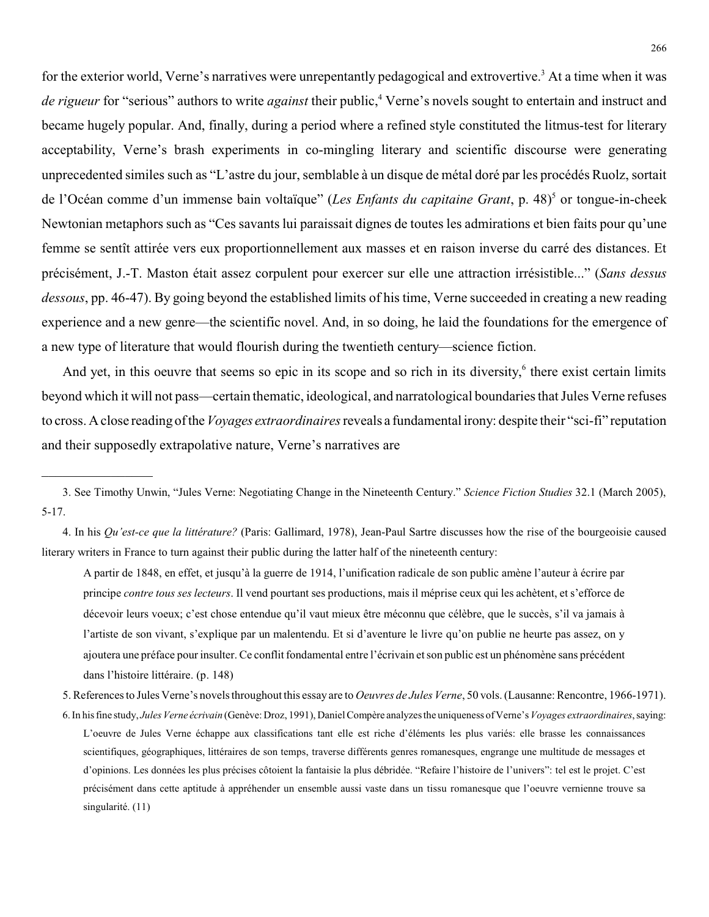for the exterior world, Verne's narratives were unrepentantly pedagogical and extrovertive.[3] At a time when it was *de rigueur* for "serious" authors to write *against* their public,[4] Verne's novels sought to entertain and instruct and became hugely popular. And, finally, during a period where a refined style constituted the litmus-test for literary acceptability, Verne's brash experiments in co-mingling literary and scientific discourse were generating unprecedented similes such as "L'astre du jour, semblable à un disque de métal doré par les procédés Ruolz, sortait de l'Océan comme d'un immense bain voltaïque" (*Les Enfants du capitaine Grant*, p. 48)[5] or tongue-in-cheek Newtonian metaphors such as "Ces savants lui paraissait dignes de toutes les admirations et bien faits pour qu'une femme se sentît attirée vers eux proportionnellement aux masses et en raison inverse du carré des distances. Et précisément, J.-T. Maston était assez corpulent pour exercer sur elle une attraction irrésistible..." (*Sans dessus dessous*, pp. 46-47). By going beyond the established limits of his time, Verne succeeded in creating a new reading experience and a new genre—the scientific novel. And, in so doing, he laid the foundations for the emergence of a new type of literature that would flourish during the twentieth century—science fiction.

And yet, in this oeuvre that seems so epic in its scope and so rich in its diversity,[6] there exist certain limits beyond which it will not pass—certain thematic, ideological, and narratological boundaries that Jules Verne refuses to cross. A close reading of the *Voyages extraordinaires* reveals a fundamental irony: despite their "sci-fi" reputation and their supposedly extrapolative nature, Verne's narratives are

---

3. See Timothy Unwin, "Jules Verne: Negotiating Change in the Nineteenth Century." *Science Fiction Studies* 32.1 (March 2005), 5-17.

4. In his *Qu'est-ce que la littérature?* (Paris: Gallimard, 1978), Jean-Paul Sartre discusses how the rise of the bourgeoisie caused literary writers in France to turn against their public during the latter half of the nineteenth century:

> A partir de 1848, en effet, et jusqu'à la guerre de 1914, l'unification radicale de son public amène l'auteur à écrire par principe *contre tous ses lecteurs*. Il vend pourtant ses productions, mais il méprise ceux qui les achètent, et s'efforce de décevoir leurs voeux; c'est chose entendue qu'il vaut mieux être méconnu que célèbre, que le succès, s'il va jamais à l'artiste de son vivant, s'explique par un malentendu. Et si d'aventure le livre qu'on publie ne heurte pas assez, on y ajoutera une préface pour insulter. Ce conflit fondamental entre l'écrivain et son public est un phénomène sans précédent dans l'histoire littéraire. (p. 148)

5. References to Jules Verne's novels throughout this essay are to *Oeuvres de Jules Verne*, 50 vols. (Lausanne: Rencontre, 1966-1971).

6. In his fine study, *Jules Verne écrivain* (Genève: Droz, 1991), Daniel Compère analyzes the uniqueness of Verne's *Voyages extraordinaires*, saying:

> L'oeuvre de Jules Verne échappe aux classifications tant elle est riche d'éléments les plus variés: elle brasse les connaissances scientifiques, géographiques, littéraires de son temps, traverse différents genres romanesques, engrange une multitude de messages et d'opinions. Les données les plus précises côtoient la fantaisie la plus débridée. "Refaire l'histoire de l'univers": tel est le projet. C'est précisément dans cette aptitude à appréhender un ensemble aussi vaste dans un tissu romanesque que l'oeuvre vernienne trouve sa singularité. (11)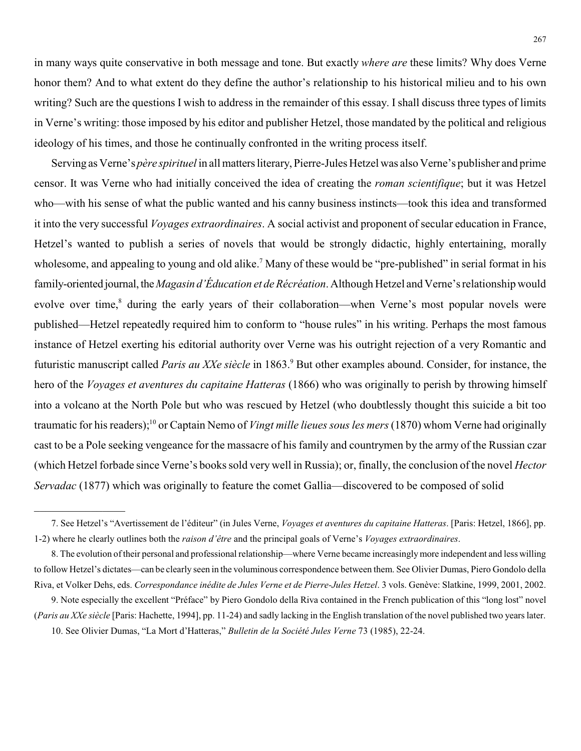in many ways quite conservative in both message and tone. But exactly *where are* these limits? Why does Verne honor them? And to what extent do they define the author's relationship to his historical milieu and to his own writing? Such are the questions I wish to address in the remainder of this essay. I shall discuss three types of limits in Verne's writing: those imposed by his editor and publisher Hetzel, those mandated by the political and religious ideology of his times, and those he continually confronted in the writing process itself.

Serving as Verne's *père spirituel* in all matters literary, Pierre-Jules Hetzel was also Verne's publisher and prime censor. It was Verne who had initially conceived the idea of creating the *roman scientifique*; but it was Hetzel who—with his sense of what the public wanted and his canny business instincts—took this idea and transformed it into the very successful *Voyages extraordinaires*. A social activist and proponent of secular education in France, Hetzel's wanted to publish a series of novels that would be strongly didactic, highly entertaining, morally wholesome, and appealing to young and old alike.[7] Many of these would be "pre-published" in serial format in his family-oriented journal, the *Magasin d'Éducation et de Récréation*. Although Hetzel and Verne's relationship would evolve over time,[8] during the early years of their collaboration—when Verne's most popular novels were published—Hetzel repeatedly required him to conform to "house rules" in his writing. Perhaps the most famous instance of Hetzel exerting his editorial authority over Verne was his outright rejection of a very Romantic and futuristic manuscript called *Paris au XXe siècle* in 1863.[9] But other examples abound. Consider, for instance, the hero of the *Voyages et aventures du capitaine Hatteras* (1866) who was originally to perish by throwing himself into a volcano at the North Pole but who was rescued by Hetzel (who doubtlessly thought this suicide a bit too traumatic for his readers);[10] or Captain Nemo of *Vingt mille lieues sous les mers* (1870) whom Verne had originally cast to be a Pole seeking vengeance for the massacre of his family and countrymen by the army of the Russian czar (which Hetzel forbade since Verne's books sold very well in Russia); or, finally, the conclusion of the novel *Hector Servadac* (1877) which was originally to feature the comet Gallia—discovered to be composed of solid

---

7. See Hetzel's "Avertissement de l'éditeur" (in Jules Verne, *Voyages et aventures du capitaine Hatteras*. [Paris: Hetzel, 1866], pp. 1-2) where he clearly outlines both the *raison d'être* and the principal goals of Verne's *Voyages extraordinaires*.

8. The evolution of their personal and professional relationship—where Verne became increasingly more independent and less willing to follow Hetzel's dictates—can be clearly seen in the voluminous correspondence between them. See Olivier Dumas, Piero Gondolo della Riva, et Volker Dehs, eds. *Correspondance inédite de Jules Verne et de Pierre-Jules Hetzel*. 3 vols. Genève: Slatkine, 1999, 2001, 2002.

9. Note especially the excellent "Préface" by Piero Gondolo della Riva contained in the French publication of this "long lost" novel (*Paris au XXe siècle* [Paris: Hachette, 1994], pp. 11-24) and sadly lacking in the English translation of the novel published two years later.

10. See Olivier Dumas, "La Mort d'Hatteras," *Bulletin de la Société Jules Verne* 73 (1985), 22-24.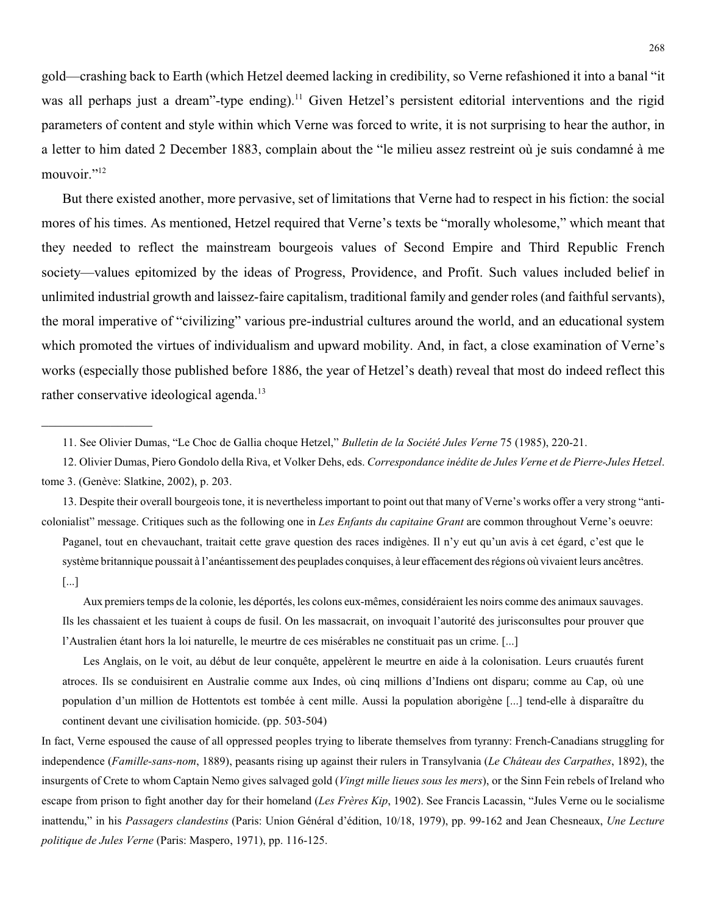gold—crashing back to Earth (which Hetzel deemed lacking in credibility, so Verne refashioned it into a banal "it was all perhaps just a dream"-type ending).[11] Given Hetzel's persistent editorial interventions and the rigid parameters of content and style within which Verne was forced to write, it is not surprising to hear the author, in a letter to him dated 2 December 1883, complain about the "le milieu assez restreint où je suis condamné à me mouvoir."[12]

But there existed another, more pervasive, set of limitations that Verne had to respect in his fiction: the social mores of his times. As mentioned, Hetzel required that Verne's texts be "morally wholesome," which meant that they needed to reflect the mainstream bourgeois values of Second Empire and Third Republic French society—values epitomized by the ideas of Progress, Providence, and Profit. Such values included belief in unlimited industrial growth and laissez-faire capitalism, traditional family and gender roles (and faithful servants), the moral imperative of "civilizing" various pre-industrial cultures around the world, and an educational system which promoted the virtues of individualism and upward mobility. And, in fact, a close examination of Verne's works (especially those published before 1886, the year of Hetzel's death) reveal that most do indeed reflect this rather conservative ideological agenda.[13]

---

11. See Olivier Dumas, "Le Choc de Gallia choque Hetzel," *Bulletin de la Société Jules Verne* 75 (1985), 220-21.

12. Olivier Dumas, Piero Gondolo della Riva, et Volker Dehs, eds. *Correspondance inédite de Jules Verne et de Pierre-Jules Hetzel*. tome 3. (Genève: Slatkine, 2002), p. 203.

13. Despite their overall bourgeois tone, it is nevertheless important to point out that many of Verne's works offer a very strong "anti-colonialist" message. Critiques such as the following one in *Les Enfants du capitaine Grant* are common throughout Verne's oeuvre:

> Paganel, tout en chevauchant, traitait cette grave question des races indigènes. Il n'y eut qu'un avis à cet égard, c'est que le système britannique poussait à l'anéantissement des peuplades conquises, à leur effacement des régions où vivaient leurs ancêtres. [...]
>
> Aux premiers temps de la colonie, les déportés, les colons eux-mêmes, considéraient les noirs comme des animaux sauvages. Ils les chassaient et les tuaient à coups de fusil. On les massacrait, on invoquait l'autorité des jurisconsultes pour prouver que l'Australien étant hors la loi naturelle, le meurtre de ces misérables ne constituait pas un crime. [...]
>
> Les Anglais, on le voit, au début de leur conquête, appelèrent le meurtre en aide à la colonisation. Leurs cruautés furent atroces. Ils se conduisirent en Australie comme aux Indes, où cinq millions d'Indiens ont disparu; comme au Cap, où une population d'un million de Hottentots est tombée à cent mille. Aussi la population aborigène [...] tend-elle à disparaître du continent devant une civilisation homicide. (pp. 503-504)

In fact, Verne espoused the cause of all oppressed peoples trying to liberate themselves from tyranny: French-Canadians struggling for independence (*Famille-sans-nom*, 1889), peasants rising up against their rulers in Transylvania (*Le Château des Carpathes*, 1892), the insurgents of Crete to whom Captain Nemo gives salvaged gold (*Vingt mille lieues sous les mers*), or the Sinn Fein rebels of Ireland who escape from prison to fight another day for their homeland (*Les Frères Kip*, 1902). See Francis Lacassin, "Jules Verne ou le socialisme inattendu," in his *Passagers clandestins* (Paris: Union Général d'édition, 10/18, 1979), pp. 99-162 and Jean Chesneaux, *Une Lecture politique de Jules Verne* (Paris: Maspero, 1971), pp. 116-125.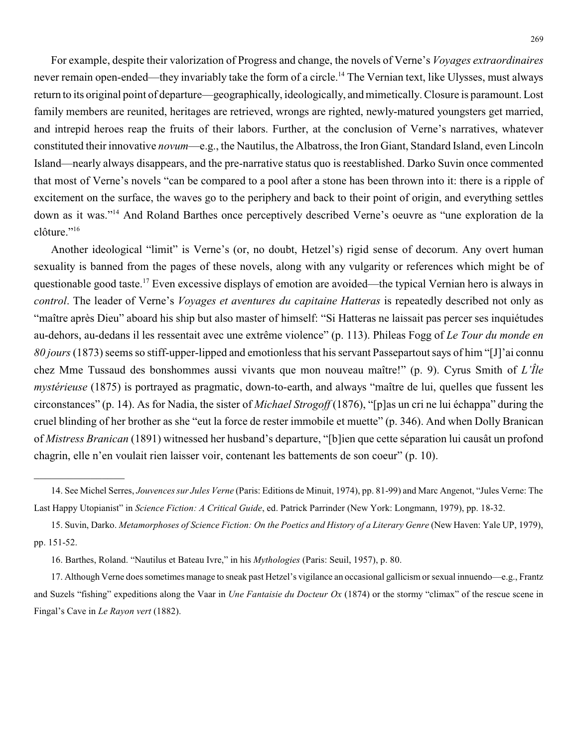For example, despite their valorization of Progress and change, the novels of Verne's *Voyages extraordinaires* never remain open-ended—they invariably take the form of a circle.[14] The Vernian text, like Ulysses, must always return to its original point of departure—geographically, ideologically, and mimetically. Closure is paramount. Lost family members are reunited, heritages are retrieved, wrongs are righted, newly-matured youngsters get married, and intrepid heroes reap the fruits of their labors. Further, at the conclusion of Verne's narratives, whatever constituted their innovative *novum*—e.g., the Nautilus, the Albatross, the Iron Giant, Standard Island, even Lincoln Island—nearly always disappears, and the pre-narrative status quo is reestablished. Darko Suvin once commented that most of Verne's novels "can be compared to a pool after a stone has been thrown into it: there is a ripple of excitement on the surface, the waves go to the periphery and back to their point of origin, and everything settles down as it was."[14] And Roland Barthes once perceptively described Verne's oeuvre as "une exploration de la clôture."[16]

Another ideological "limit" is Verne's (or, no doubt, Hetzel's) rigid sense of decorum. Any overt human sexuality is banned from the pages of these novels, along with any vulgarity or references which might be of questionable good taste.[17] Even excessive displays of emotion are avoided—the typical Vernian hero is always in *control*. The leader of Verne's *Voyages et aventures du capitaine Hatteras* is repeatedly described not only as "maître après Dieu" aboard his ship but also master of himself: "Si Hatteras ne laissait pas percer ses inquiétudes au-dehors, au-dedans il les ressentait avec une extrême violence" (p. 113). Phileas Fogg of *Le Tour du monde en 80 jours* (1873) seems so stiff-upper-lipped and emotionless that his servant Passepartout says of him "[J]'ai connu chez Mme Tussaud des bonshommes aussi vivants que mon nouveau maître!" (p. 9). Cyrus Smith of *L'Île mystérieuse* (1875) is portrayed as pragmatic, down-to-earth, and always "maître de lui, quelles que fussent les circonstances" (p. 14). As for Nadia, the sister of *Michael Strogoff* (1876), "[p]as un cri ne lui échappa" during the cruel blinding of her brother as she "eut la force de rester immobile et muette" (p. 346). And when Dolly Branican of *Mistress Branican* (1891) witnessed her husband's departure, "[b]ien que cette séparation lui causât un profond chagrin, elle n'en voulait rien laisser voir, contenant les battements de son coeur" (p. 10).

---

14. See Michel Serres, *Jouvences sur Jules Verne* (Paris: Editions de Minuit, 1974), pp. 81-99) and Marc Angenot, "Jules Verne: The Last Happy Utopianist" in *Science Fiction: A Critical Guide*, ed. Patrick Parrinder (New York: Longmann, 1979), pp. 18-32.

15. Suvin, Darko. *Metamorphoses of Science Fiction: On the Poetics and History of a Literary Genre* (New Haven: Yale UP, 1979), pp. 151-52.

16. Barthes, Roland. "Nautilus et Bateau Ivre," in his *Mythologies* (Paris: Seuil, 1957), p. 80.

17. Although Verne does sometimes manage to sneak past Hetzel's vigilance an occasional gallicism or sexual innuendo—e.g., Frantz and Suzels "fishing" expeditions along the Vaar in *Une Fantaisie du Docteur Ox* (1874) or the stormy "climax" of the rescue scene in Fingal's Cave in *Le Rayon vert* (1882).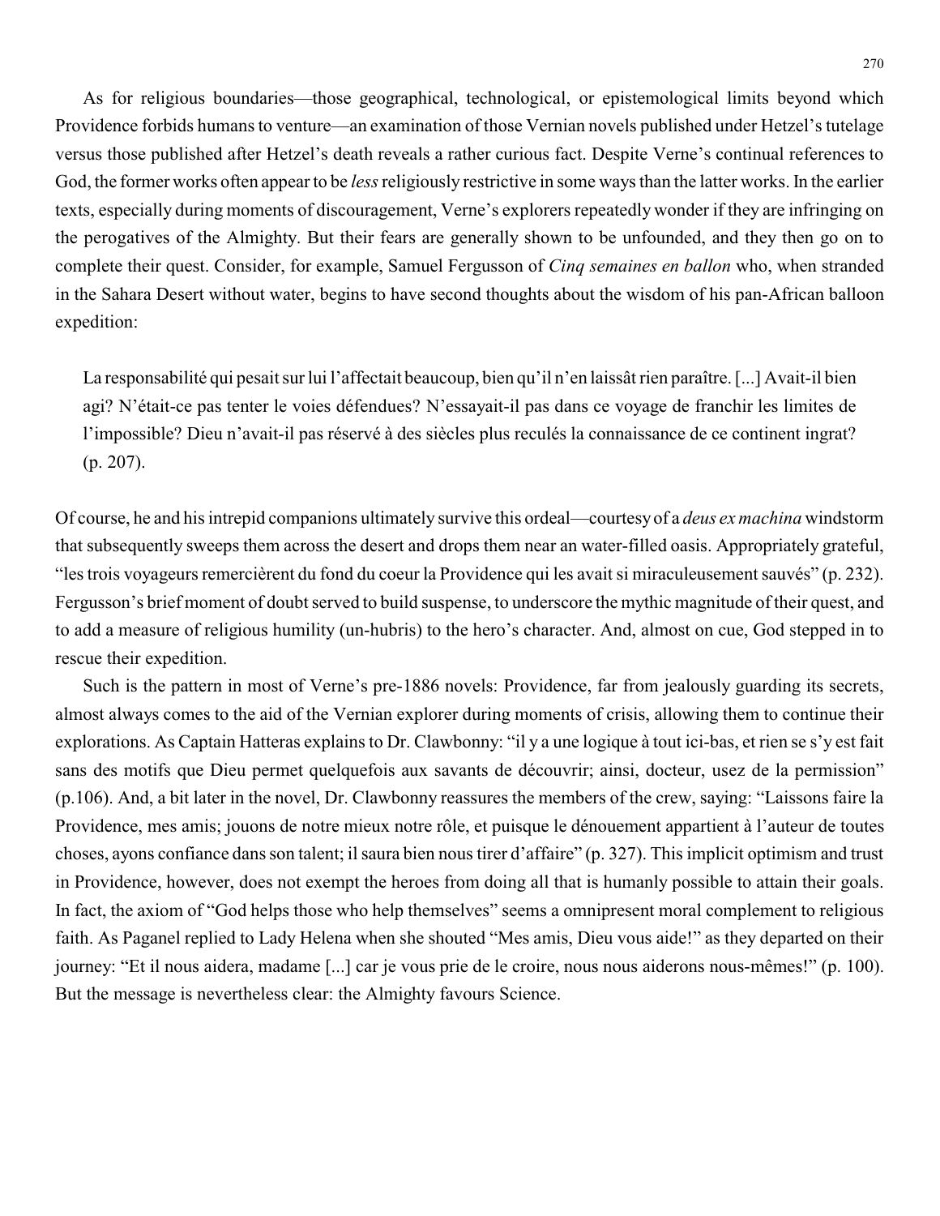As for religious boundaries—those geographical, technological, or epistemological limits beyond which Providence forbids humans to venture—an examination of those Vernian novels published under Hetzel's tutelage versus those published after Hetzel's death reveals a rather curious fact. Despite Verne's continual references to God, the former works often appear to be *less* religiously restrictive in some ways than the latter works. In the earlier texts, especially during moments of discouragement, Verne's explorers repeatedly wonder if they are infringing on the perogatives of the Almighty. But their fears are generally shown to be unfounded, and they then go on to complete their quest. Consider, for example, Samuel Fergusson of *Cinq semaines en ballon* who, when stranded in the Sahara Desert without water, begins to have second thoughts about the wisdom of his pan-African balloon expedition:

> La responsabilité qui pesait sur lui l'affectait beaucoup, bien qu'il n'en laissât rien paraître. [...] Avait-il bien agi? N'était-ce pas tenter le voies défendues? N'essayait-il pas dans ce voyage de franchir les limites de l'impossible? Dieu n'avait-il pas réservé à des siècles plus reculés la connaissance de ce continent ingrat? (p. 207).

Of course, he and his intrepid companions ultimately survive this ordeal—courtesy of a *deus ex machina* windstorm that subsequently sweeps them across the desert and drops them near an water-filled oasis. Appropriately grateful, "les trois voyageurs remercièrent du fond du coeur la Providence qui les avait si miraculeusement sauvés" (p. 232). Fergusson's brief moment of doubt served to build suspense, to underscore the mythic magnitude of their quest, and to add a measure of religious humility (un-hubris) to the hero's character. And, almost on cue, God stepped in to rescue their expedition.

Such is the pattern in most of Verne's pre-1886 novels: Providence, far from jealously guarding its secrets, almost always comes to the aid of the Vernian explorer during moments of crisis, allowing them to continue their explorations. As Captain Hatteras explains to Dr. Clawbonny: "il y a une logique à tout ici-bas, et rien se s'y est fait sans des motifs que Dieu permet quelquefois aux savants de découvrir; ainsi, docteur, usez de la permission" (p.106). And, a bit later in the novel, Dr. Clawbonny reassures the members of the crew, saying: "Laissons faire la Providence, mes amis; jouons de notre mieux notre rôle, et puisque le dénouement appartient à l'auteur de toutes choses, ayons confiance dans son talent; il saura bien nous tirer d'affaire" (p. 327). This implicit optimism and trust in Providence, however, does not exempt the heroes from doing all that is humanly possible to attain their goals. In fact, the axiom of "God helps those who help themselves" seems a omnipresent moral complement to religious faith. As Paganel replied to Lady Helena when she shouted "Mes amis, Dieu vous aide!" as they departed on their journey: "Et il nous aidera, madame [...] car je vous prie de le croire, nous nous aiderons nous-mêmes!" (p. 100). But the message is nevertheless clear: the Almighty favours Science.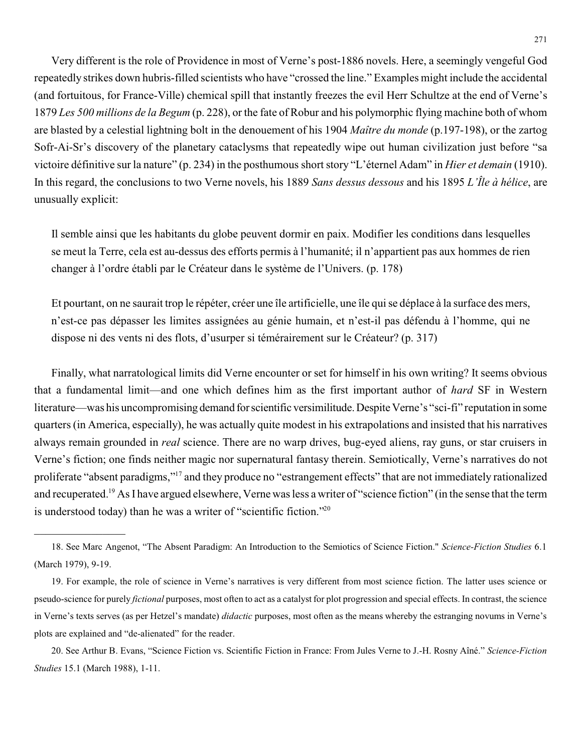Very different is the role of Providence in most of Verne's post-1886 novels. Here, a seemingly vengeful God repeatedly strikes down hubris-filled scientists who have "crossed the line." Examples might include the accidental (and fortuitous, for France-Ville) chemical spill that instantly freezes the evil Herr Schultze at the end of Verne's 1879 *Les 500 millions de la Begum* (p. 228), or the fate of Robur and his polymorphic flying machine both of whom are blasted by a celestial lightning bolt in the denouement of his 1904 *Maître du monde* (p.197-198), or the zartog Sofr-Ai-Sr's discovery of the planetary cataclysms that repeatedly wipe out human civilization just before "sa victoire définitive sur la nature" (p. 234) in the posthumous short story "L'éternel Adam" in *Hier et demain* (1910). In this regard, the conclusions to two Verne novels, his 1889 *Sans dessus dessous* and his 1895 *L'Île à hélice*, are unusually explicit:

> Il semble ainsi que les habitants du globe peuvent dormir en paix. Modifier les conditions dans lesquelles se meut la Terre, cela est au-dessus des efforts permis à l'humanité; il n'appartient pas aux hommes de rien changer à l'ordre établi par le Créateur dans le système de l'Univers. (p. 178)

> Et pourtant, on ne saurait trop le répéter, créer une île artificielle, une île qui se déplace à la surface des mers, n'est-ce pas dépasser les limites assignées au génie humain, et n'est-il pas défendu à l'homme, qui ne dispose ni des vents ni des flots, d'usurper si témérairement sur le Créateur? (p. 317)

Finally, what narratological limits did Verne encounter or set for himself in his own writing? It seems obvious that a fundamental limit—and one which defines him as the first important author of *hard* SF in Western literature—was his uncompromising demand for scientific versimilitude. Despite Verne's "sci-fi" reputation in some quarters (in America, especially), he was actually quite modest in his extrapolations and insisted that his narratives always remain grounded in *real* science. There are no warp drives, bug-eyed aliens, ray guns, or star cruisers in Verne's fiction; one finds neither magic nor supernatural fantasy therein. Semiotically, Verne's narratives do not proliferate "absent paradigms,"[17] and they produce no "estrangement effects" that are not immediately rationalized and recuperated.[19] As I have argued elsewhere, Verne was less a writer of "science fiction" (in the sense that the term is understood today) than he was a writer of "scientific fiction."[20]

---

18. See Marc Angenot, "The Absent Paradigm: An Introduction to the Semiotics of Science Fiction." *Science-Fiction Studies* 6.1 (March 1979), 9-19.

19. For example, the role of science in Verne's narratives is very different from most science fiction. The latter uses science or pseudo-science for purely *fictional* purposes, most often to act as a catalyst for plot progression and special effects. In contrast, the science in Verne's texts serves (as per Hetzel's mandate) *didactic* purposes, most often as the means whereby the estranging novums in Verne's plots are explained and "de-alienated" for the reader.

20. See Arthur B. Evans, "Science Fiction vs. Scientific Fiction in France: From Jules Verne to J.-H. Rosny Aîné." *Science-Fiction Studies* 15.1 (March 1988), 1-11.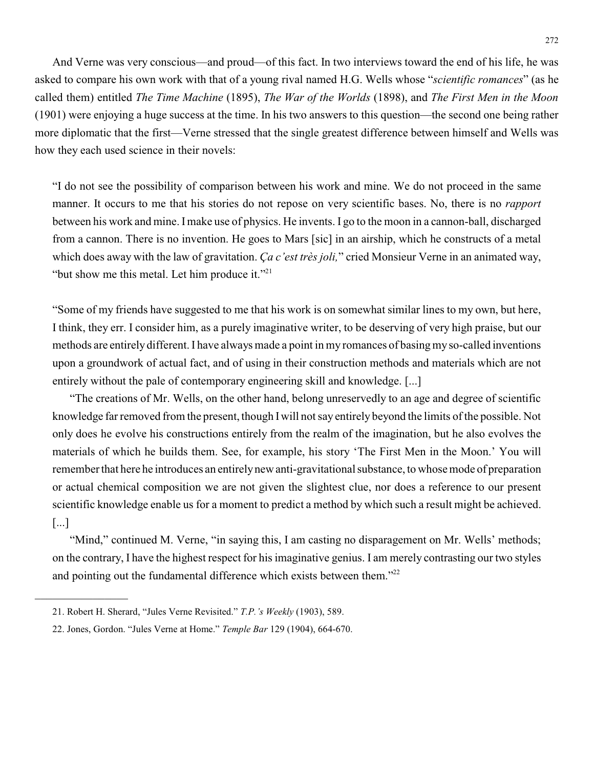And Verne was very conscious—and proud—of this fact. In two interviews toward the end of his life, he was asked to compare his own work with that of a young rival named H.G. Wells whose "*scientific romances*" (as he called them) entitled *The Time Machine* (1895), *The War of the Worlds* (1898), and *The First Men in the Moon* (1901) were enjoying a huge success at the time. In his two answers to this question—the second one being rather more diplomatic that the first—Verne stressed that the single greatest difference between himself and Wells was how they each used science in their novels:

> "I do not see the possibility of comparison between his work and mine. We do not proceed in the same manner. It occurs to me that his stories do not repose on very scientific bases. No, there is no *rapport* between his work and mine. I make use of physics. He invents. I go to the moon in a cannon-ball, discharged from a cannon. There is no invention. He goes to Mars [sic] in an airship, which he constructs of a metal which does away with the law of gravitation. *Ça c'est très joli,*" cried Monsieur Verne in an animated way, "but show me this metal. Let him produce it."[21]

> "Some of my friends have suggested to me that his work is on somewhat similar lines to my own, but here, I think, they err. I consider him, as a purely imaginative writer, to be deserving of very high praise, but our methods are entirely different. I have always made a point in my romances of basing my so-called inventions upon a groundwork of actual fact, and of using in their construction methods and materials which are not entirely without the pale of contemporary engineering skill and knowledge. [...]
>
> "The creations of Mr. Wells, on the other hand, belong unreservedly to an age and degree of scientific knowledge far removed from the present, though I will not say entirely beyond the limits of the possible. Not only does he evolve his constructions entirely from the realm of the imagination, but he also evolves the materials of which he builds them. See, for example, his story 'The First Men in the Moon.' You will remember that here he introduces an entirely new anti-gravitational substance, to whose mode of preparation or actual chemical composition we are not given the slightest clue, nor does a reference to our present scientific knowledge enable us for a moment to predict a method by which such a result might be achieved. [...]
>
> "Mind," continued M. Verne, "in saying this, I am casting no disparagement on Mr. Wells' methods; on the contrary, I have the highest respect for his imaginative genius. I am merely contrasting our two styles and pointing out the fundamental difference which exists between them."[22]

---

21. Robert H. Sherard, "Jules Verne Revisited." *T.P.'s Weekly* (1903), 589.

22. Jones, Gordon. "Jules Verne at Home." *Temple Bar* 129 (1904), 664-670.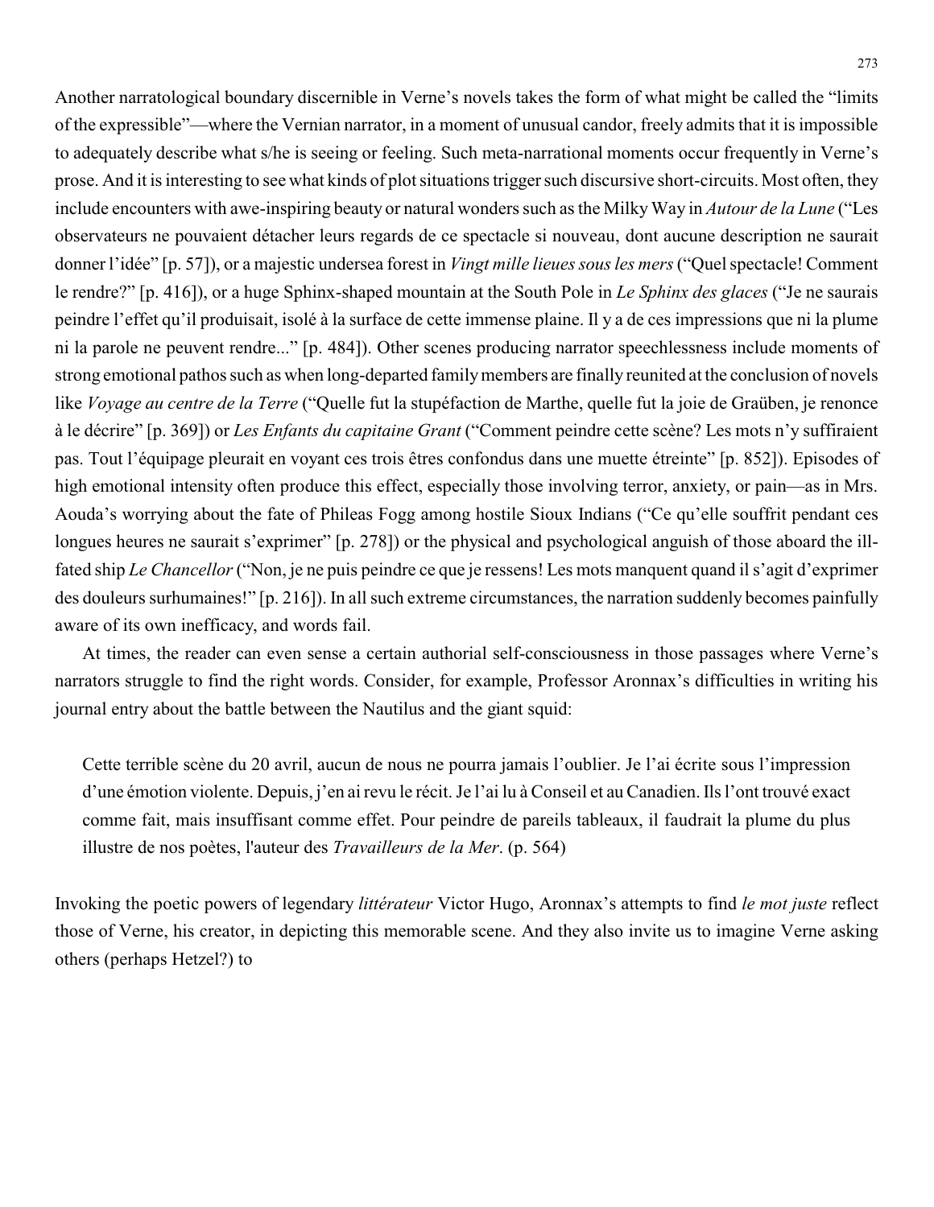Another narratological boundary discernible in Verne's novels takes the form of what might be called the "limits of the expressible"—where the Vernian narrator, in a moment of unusual candor, freely admits that it is impossible to adequately describe what s/he is seeing or feeling. Such meta-narrational moments occur frequently in Verne's prose. And it is interesting to see what kinds of plot situations trigger such discursive short-circuits. Most often, they include encounters with awe-inspiring beauty or natural wonders such as the Milky Way in *Autour de la Lune* ("Les observateurs ne pouvaient détacher leurs regards de ce spectacle si nouveau, dont aucune description ne saurait donner l'idée" [p. 57]), or a majestic undersea forest in *Vingt mille lieues sous les mers* ("Quel spectacle! Comment le rendre?" [p. 416]), or a huge Sphinx-shaped mountain at the South Pole in *Le Sphinx des glaces* ("Je ne saurais peindre l'effet qu'il produisait, isolé à la surface de cette immense plaine. Il y a de ces impressions que ni la plume ni la parole ne peuvent rendre..." [p. 484]). Other scenes producing narrator speechlessness include moments of strong emotional pathos such as when long-departed family members are finally reunited at the conclusion of novels like *Voyage au centre de la Terre* ("Quelle fut la stupéfaction de Marthe, quelle fut la joie de Graüben, je renonce à le décrire" [p. 369]) or *Les Enfants du capitaine Grant* ("Comment peindre cette scène? Les mots n'y suffiraient pas. Tout l'équipage pleurait en voyant ces trois êtres confondus dans une muette étreinte" [p. 852]). Episodes of high emotional intensity often produce this effect, especially those involving terror, anxiety, or pain—as in Mrs. Aouda's worrying about the fate of Phileas Fogg among hostile Sioux Indians ("Ce qu'elle souffrit pendant ces longues heures ne saurait s'exprimer" [p. 278]) or the physical and psychological anguish of those aboard the ill-fated ship *Le Chancellor* ("Non, je ne puis peindre ce que je ressens! Les mots manquent quand il s'agit d'exprimer des douleurs surhumaines!" [p. 216]). In all such extreme circumstances, the narration suddenly becomes painfully aware of its own inefficacy, and words fail.

At times, the reader can even sense a certain authorial self-consciousness in those passages where Verne's narrators struggle to find the right words. Consider, for example, Professor Aronnax's difficulties in writing his journal entry about the battle between the Nautilus and the giant squid:

> Cette terrible scène du 20 avril, aucun de nous ne pourra jamais l'oublier. Je l'ai écrite sous l'impression d'une émotion violente. Depuis, j'en ai revu le récit. Je l'ai lu à Conseil et au Canadien. Ils l'ont trouvé exact comme fait, mais insuffisant comme effet. Pour peindre de pareils tableaux, il faudrait la plume du plus illustre de nos poètes, l'auteur des *Travailleurs de la Mer*. (p. 564)

Invoking the poetic powers of legendary *littérateur* Victor Hugo, Aronnax's attempts to find *le mot juste* reflect those of Verne, his creator, in depicting this memorable scene. And they also invite us to imagine Verne asking others (perhaps Hetzel?) to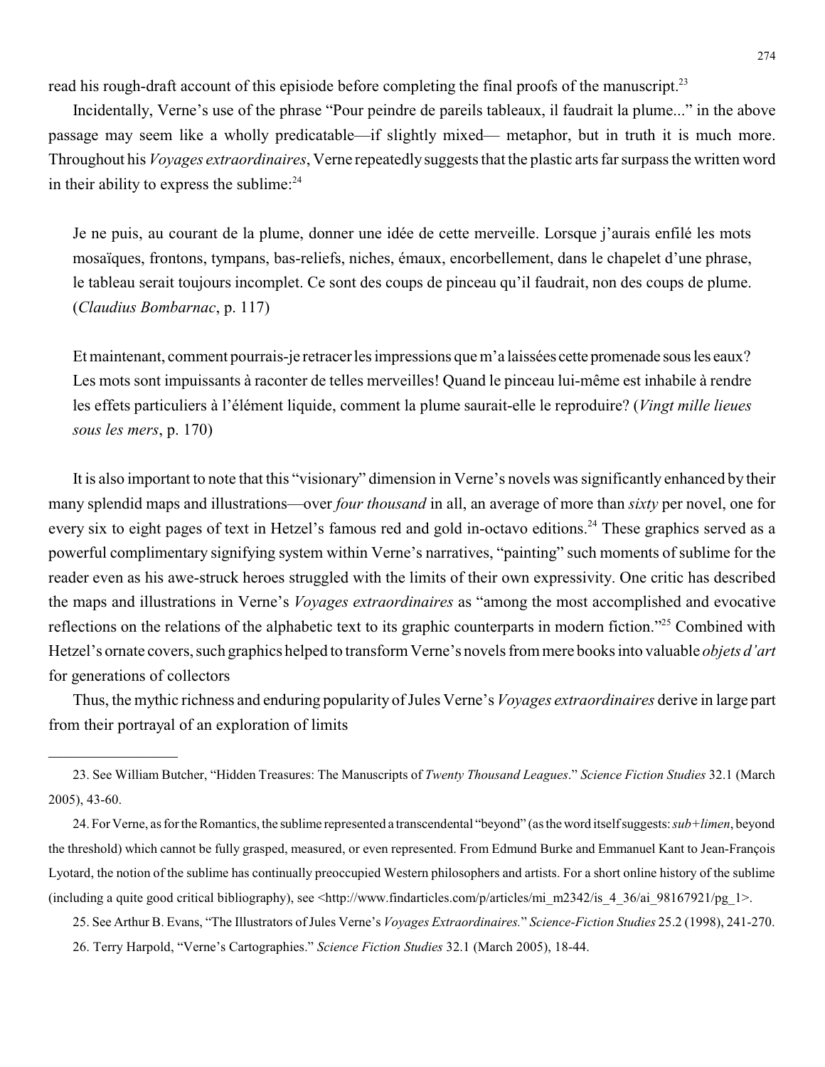read his rough-draft account of this episiode before completing the final proofs of the manuscript.[23]

Incidentally, Verne's use of the phrase "Pour peindre de pareils tableaux, il faudrait la plume..." in the above passage may seem like a wholly predicatable—if slightly mixed— metaphor, but in truth it is much more. Throughout his *Voyages extraordinaires*, Verne repeatedly suggests that the plastic arts far surpass the written word in their ability to express the sublime:[24]

> Je ne puis, au courant de la plume, donner une idée de cette merveille. Lorsque j'aurais enfilé les mots mosaïques, frontons, tympans, bas-reliefs, niches, émaux, encorbellement, dans le chapelet d'une phrase, le tableau serait toujours incomplet. Ce sont des coups de pinceau qu'il faudrait, non des coups de plume. (*Claudius Bombarnac*, p. 117)

> Et maintenant, comment pourrais-je retracer les impressions que m'a laissées cette promenade sous les eaux? Les mots sont impuissants à raconter de telles merveilles! Quand le pinceau lui-même est inhabile à rendre les effets particuliers à l'élément liquide, comment la plume saurait-elle le reproduire? (*Vingt mille lieues sous les mers*, p. 170)

It is also important to note that this "visionary" dimension in Verne's novels was significantly enhanced by their many splendid maps and illustrations—over *four thousand* in all, an average of more than *sixty* per novel, one for every six to eight pages of text in Hetzel's famous red and gold in-octavo editions.[24] These graphics served as a powerful complimentary signifying system within Verne's narratives, "painting" such moments of sublime for the reader even as his awe-struck heroes struggled with the limits of their own expressivity. One critic has described the maps and illustrations in Verne's *Voyages extraordinaires* as "among the most accomplished and evocative reflections on the relations of the alphabetic text to its graphic counterparts in modern fiction."[25] Combined with Hetzel's ornate covers, such graphics helped to transform Verne's novels from mere books into valuable *objets d'art* for generations of collectors

Thus, the mythic richness and enduring popularity of Jules Verne's *Voyages extraordinaires* derive in large part from their portrayal of an exploration of limits

---

23. See William Butcher, "Hidden Treasures: The Manuscripts of *Twenty Thousand Leagues*." *Science Fiction Studies* 32.1 (March 2005), 43-60.

24. For Verne, as for the Romantics, the sublime represented a transcendental "beyond" (as the word itself suggests: *sub+limen*, beyond the threshold) which cannot be fully grasped, measured, or even represented. From Edmund Burke and Emmanuel Kant to Jean-François Lyotard, the notion of the sublime has continually preoccupied Western philosophers and artists. For a short online history of the sublime (including a quite good critical bibliography), see <http://www.findarticles.com/p/articles/mi_m2342/is_4_36/ai_98167921/pg_1>.

25. See Arthur B. Evans, "The Illustrators of Jules Verne's *Voyages Extraordinaires.*" *Science-Fiction Studies* 25.2 (1998), 241-270.

26. Terry Harpold, "Verne's Cartographies." *Science Fiction Studies* 32.1 (March 2005), 18-44.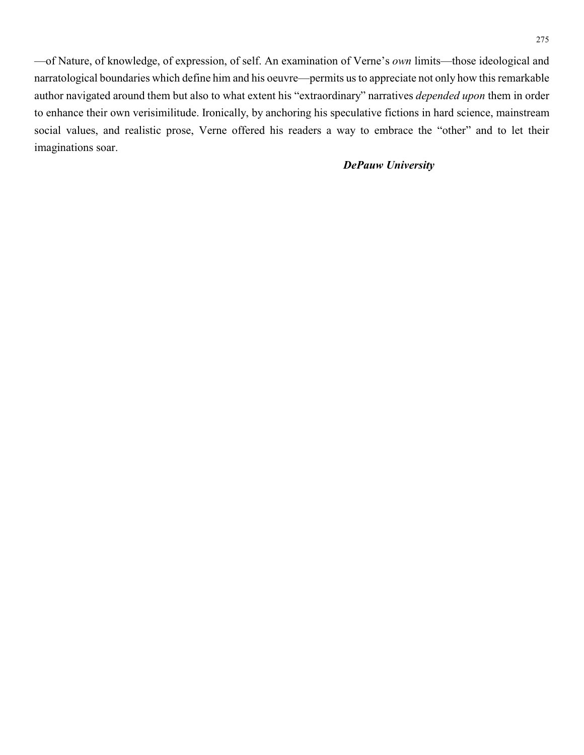—of Nature, of knowledge, of expression, of self. An examination of Verne's *own* limits—those ideological and narratological boundaries which define him and his oeuvre—permits us to appreciate not only how this remarkable author navigated around them but also to what extent his "extraordinary" narratives *depended upon* them in order to enhance their own verisimilitude. Ironically, by anchoring his speculative fictions in hard science, mainstream social values, and realistic prose, Verne offered his readers a way to embrace the "other" and to let their imaginations soar.

***DePauw University***